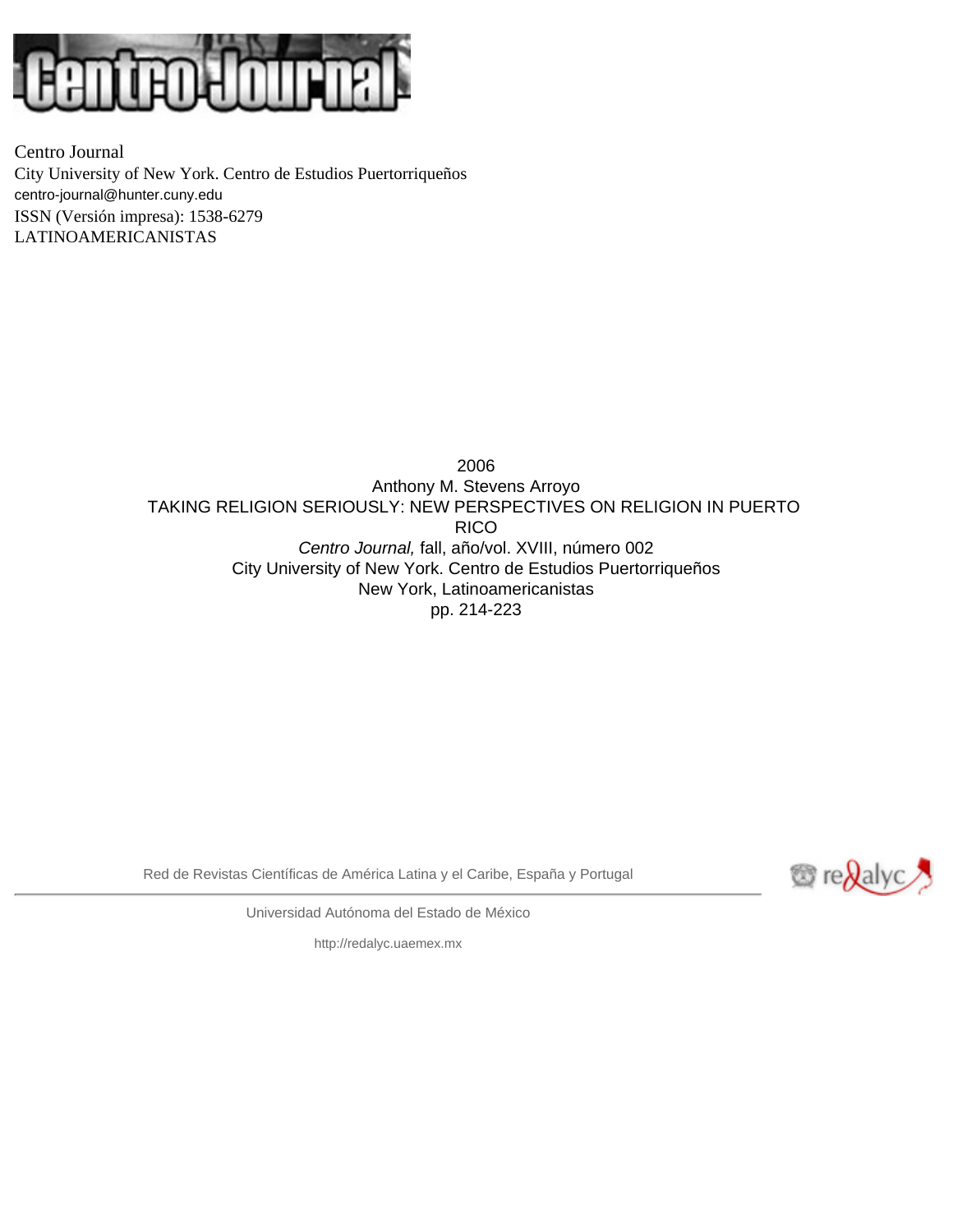Centro Journal
City University of New York. Centro de Estudios Puertorriqueños
centro-journal@hunter.cuny.edu
ISSN (Versión impresa): 1538-6279
LATINOAMERICANISTAS

2006
Anthony M. Stevens Arroyo
TAKING RELIGION SERIOUSLY: NEW PERSPECTIVES ON RELIGION IN PUERTO RICO
*Centro Journal,* fall, año/vol. XVIII, número 002
City University of New York. Centro de Estudios Puertorriqueños
New York, Latinoamericanistas
pp. 214-223

Red de Revistas Científicas de América Latina y el Caribe, España y Portugal

Universidad Autónoma del Estado de México

http://redalyc.uaemex.mx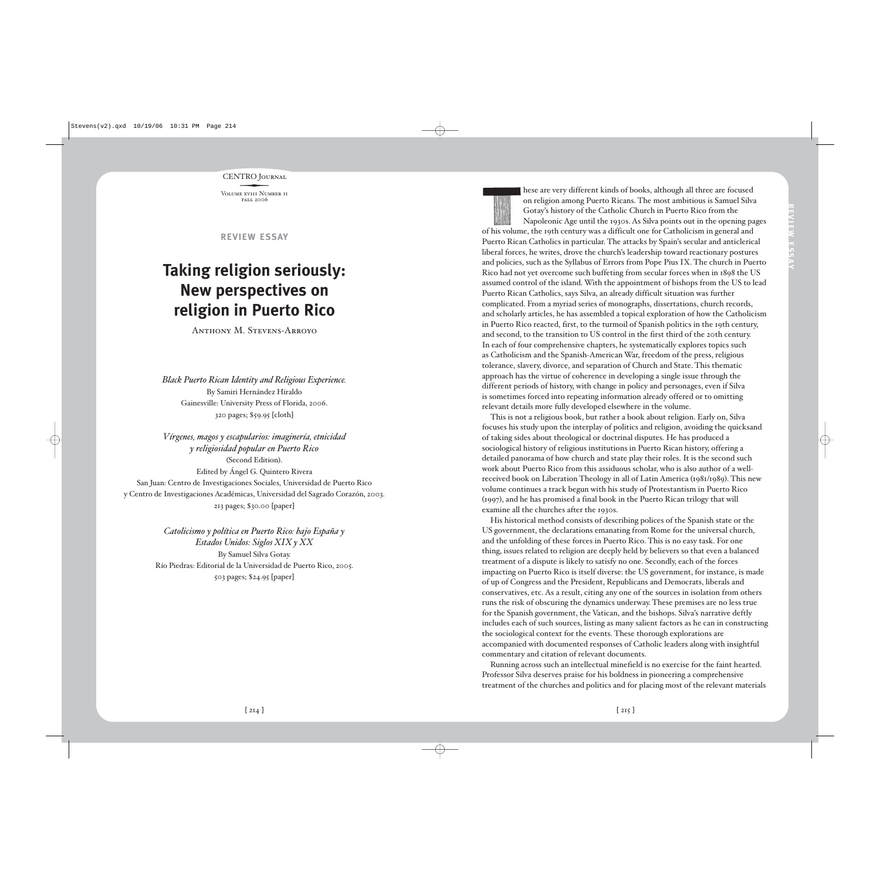**REVIEW ESSAY**

# Taking religion seriously: New perspectives on religion in Puerto Rico

Anthony M. Stevens-Arroyo

*Black Puerto Rican Identity and Religious Experience.*
By Samiri Hernández Hiraldo
Gainesville: University Press of Florida, 2006.
320 pages; $59.95 [cloth]

*Vírgenes, magos y escapularios: imaginería, etnicidad y religiosidad popular en Puerto Rico*
(Second Edition).
Edited by Ángel G. Quintero Rivera
San Juan: Centro de Investigaciones Sociales, Universidad de Puerto Rico y Centro de Investigaciones Académicas, Universidad del Sagrado Corazón, 2003.
213 pages; $30.00 [paper]

*Catolicismo y política en Puerto Rico: bajo España y Estados Unidos: Siglos XIX y XX*
By Samuel Silva Gotay.
Río Piedras: Editorial de la Universidad de Puerto Rico, 2005.
503 pages; $24.95 [paper]

These are very different kinds of books, although all three are focused on religion among Puerto Ricans. The most ambitious is Samuel Silva Gotay's history of the Catholic Church in Puerto Rico from the Napoleonic Age until the 1930s. As Silva points out in the opening pages of his volume, the 19th century was a difficult one for Catholicism in general and Puerto Rican Catholics in particular. The attacks by Spain's secular and anticlerical liberal forces, he writes, drove the church's leadership toward reactionary postures and policies, such as the Syllabus of Errors from Pope Pius IX. The church in Puerto Rico had not yet overcome such buffeting from secular forces when in 1898 the US assumed control of the island. With the appointment of bishops from the US to lead Puerto Rican Catholics, says Silva, an already difficult situation was further complicated. From a myriad series of monographs, dissertations, church records, and scholarly articles, he has assembled a topical exploration of how the Catholicism in Puerto Rico reacted, first, to the turmoil of Spanish politics in the 19th century, and second, to the transition to US control in the first third of the 20th century. In each of four comprehensive chapters, he systematically explores topics such as Catholicism and the Spanish-American War, freedom of the press, religious tolerance, slavery, divorce, and separation of Church and State. This thematic approach has the virtue of coherence in developing a single issue through the different periods of history, with change in policy and personages, even if Silva is sometimes forced into repeating information already offered or to omitting relevant details more fully developed elsewhere in the volume.

This is not a religious book, but rather a book about religion. Early on, Silva focuses his study upon the interplay of politics and religion, avoiding the quicksand of taking sides about theological or doctrinal disputes. He has produced a sociological history of religious institutions in Puerto Rican history, offering a detailed panorama of how church and state play their roles. It is the second such work about Puerto Rico from this assiduous scholar, who is also author of a well-received book on Liberation Theology in all of Latin America (1981/1989). This new volume continues a track begun with his study of Protestantism in Puerto Rico (1997), and he has promised a final book in the Puerto Rican trilogy that will examine all the churches after the 1930s.

His historical method consists of describing polices of the Spanish state or the US government, the declarations emanating from Rome for the universal church, and the unfolding of these forces in Puerto Rico. This is no easy task. For one thing, issues related to religion are deeply held by believers so that even a balanced treatment of a dispute is likely to satisfy no one. Secondly, each of the forces impacting on Puerto Rico is itself diverse: the US government, for instance, is made of up of Congress and the President, Republicans and Democrats, liberals and conservatives, etc. As a result, citing any one of the sources in isolation from others runs the risk of obscuring the dynamics underway. These premises are no less true for the Spanish government, the Vatican, and the bishops. Silva's narrative deftly includes each of such sources, listing as many salient factors as he can in constructing the sociological context for the events. These thorough explorations are accompanied with documented responses of Catholic leaders along with insightful commentary and citation of relevant documents.

Running across such an intellectual minefield is no exercise for the faint hearted. Professor Silva deserves praise for his boldness in pioneering a comprehensive treatment of the churches and politics and for placing most of the relevant materials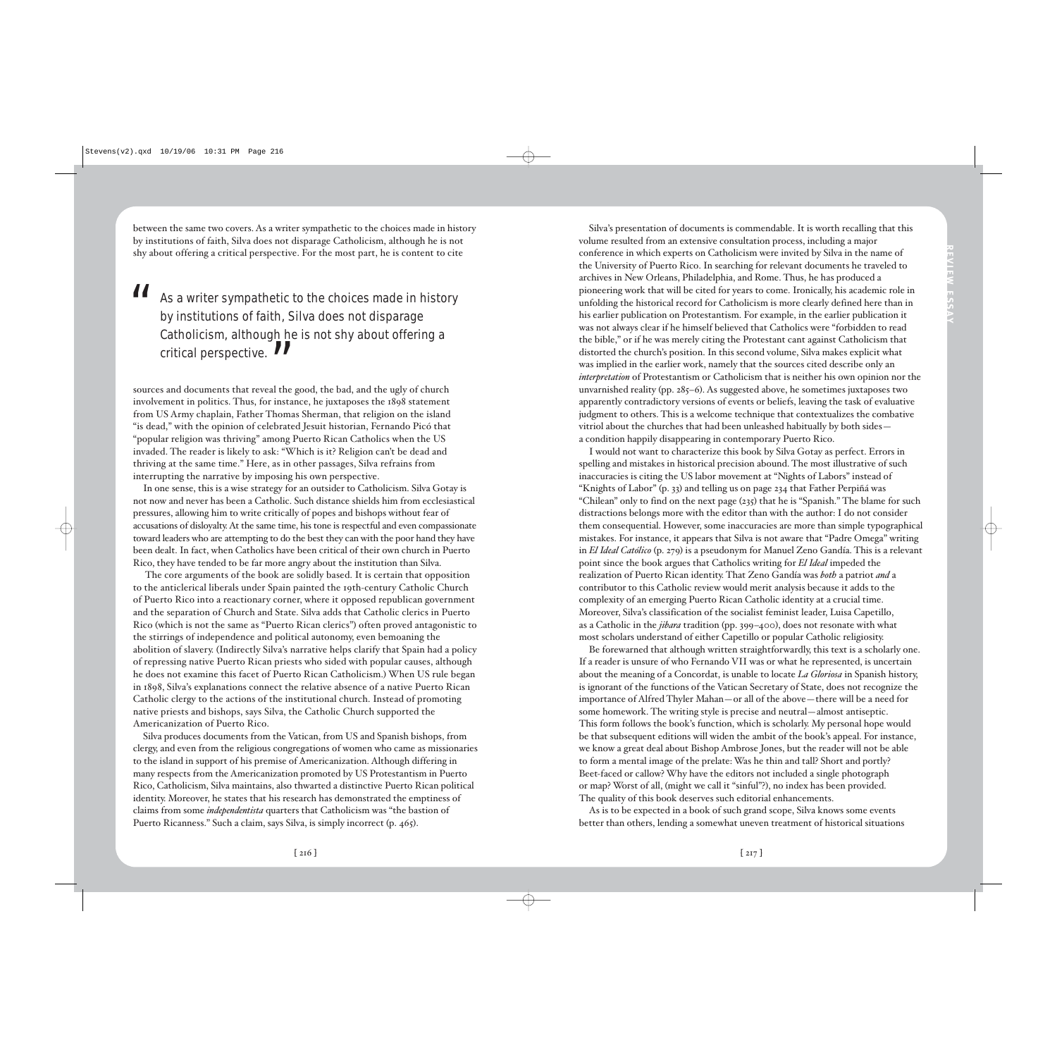between the same two covers. As a writer sympathetic to the choices made in history by institutions of faith, Silva does not disparage Catholicism, although he is not shy about offering a critical perspective. For the most part, he is content to cite

> "As a writer sympathetic to the choices made in history by institutions of faith, Silva does not disparage Catholicism, although he is not shy about offering a critical perspective."

sources and documents that reveal the good, the bad, and the ugly of church involvement in politics. Thus, for instance, he juxtaposes the 1898 statement from US Army chaplain, Father Thomas Sherman, that religion on the island "is dead," with the opinion of celebrated Jesuit historian, Fernando Picó that "popular religion was thriving" among Puerto Rican Catholics when the US invaded. The reader is likely to ask: "Which is it? Religion can't be dead and thriving at the same time." Here, as in other passages, Silva refrains from interrupting the narrative by imposing his own perspective.

In one sense, this is a wise strategy for an outsider to Catholicism. Silva Gotay is not now and never has been a Catholic. Such distance shields him from ecclesiastical pressures, allowing him to write critically of popes and bishops without fear of accusations of disloyalty. At the same time, his tone is respectful and even compassionate toward leaders who are attempting to do the best they can with the poor hand they have been dealt. In fact, when Catholics have been critical of their own church in Puerto Rico, they have tended to be far more angry about the institution than Silva.

The core arguments of the book are solidly based. It is certain that opposition to the anticlerical liberals under Spain painted the 19th-century Catholic Church of Puerto Rico into a reactionary corner, where it opposed republican government and the separation of Church and State. Silva adds that Catholic clerics in Puerto Rico (which is not the same as "Puerto Rican clerics") often proved antagonistic to the stirrings of independence and political autonomy, even bemoaning the abolition of slavery. (Indirectly Silva's narrative helps clarify that Spain had a policy of repressing native Puerto Rican priests who sided with popular causes, although he does not examine this facet of Puerto Rican Catholicism.) When US rule began in 1898, Silva's explanations connect the relative absence of a native Puerto Rican Catholic clergy to the actions of the institutional church. Instead of promoting native priests and bishops, says Silva, the Catholic Church supported the Americanization of Puerto Rico.

Silva produces documents from the Vatican, from US and Spanish bishops, from clergy, and even from the religious congregations of women who came as missionaries to the island in support of his premise of Americanization. Although differing in many respects from the Americanization promoted by US Protestantism in Puerto Rico, Catholicism, Silva maintains, also thwarted a distinctive Puerto Rican political identity. Moreover, he states that his research has demonstrated the emptiness of claims from some *independentista* quarters that Catholicism was "the bastion of Puerto Ricanness." Such a claim, says Silva, is simply incorrect (p. 465).

Silva's presentation of documents is commendable. It is worth recalling that this volume resulted from an extensive consultation process, including a major conference in which experts on Catholicism were invited by Silva in the name of the University of Puerto Rico. In searching for relevant documents he traveled to archives in New Orleans, Philadelphia, and Rome. Thus, he has produced a pioneering work that will be cited for years to come. Ironically, his academic role in unfolding the historical record for Catholicism is more clearly defined here than in his earlier publication on Protestantism. For example, in the earlier publication it was not always clear if he himself believed that Catholics were "forbidden to read the bible," or if he was merely citing the Protestant cant against Catholicism that distorted the church's position. In this second volume, Silva makes explicit what was implied in the earlier work, namely that the sources cited describe only an *interpretation* of Protestantism or Catholicism that is neither his own opinion nor the unvarnished reality (pp. 285–6). As suggested above, he sometimes juxtaposes two apparently contradictory versions of events or beliefs, leaving the task of evaluative judgment to others. This is a welcome technique that contextualizes the combative vitriol about the churches that had been unleashed habitually by both sides—a condition happily disappearing in contemporary Puerto Rico.

I would not want to characterize this book by Silva Gotay as perfect. Errors in spelling and mistakes in historical precision abound. The most illustrative of such inaccuracies is citing the US labor movement at "Nights of Labors" instead of "Knights of Labor" (p. 33) and telling us on page 234 that Father Perpiñá was "Chilean" only to find on the next page (235) that he is "Spanish." The blame for such distractions belongs more with the editor than with the author: I do not consider them consequential. However, some inaccuracies are more than simple typographical mistakes. For instance, it appears that Silva is not aware that "Padre Omega" writing in *El Ideal Católico* (p. 279) is a pseudonym for Manuel Zeno Gandía. This is a relevant point since the book argues that Catholics writing for *El Ideal* impeded the realization of Puerto Rican identity. That Zeno Gandía was *both* a patriot *and* a contributor to this Catholic review would merit analysis because it adds to the complexity of an emerging Puerto Rican Catholic identity at a crucial time. Moreover, Silva's classification of the socialist feminist leader, Luisa Capetillo, as a Catholic in the *jíbara* tradition (pp. 399–400), does not resonate with what most scholars understand of either Capetillo or popular Catholic religiosity.

Be forewarned that although written straightforwardly, this text is a scholarly one. If a reader is unsure of who Fernando VII was or what he represented, is uncertain about the meaning of a Concordat, is unable to locate *La Gloriosa* in Spanish history, is ignorant of the functions of the Vatican Secretary of State, does not recognize the importance of Alfred Thyler Mahan—or all of the above—there will be a need for some homework. The writing style is precise and neutral—almost antiseptic. This form follows the book's function, which is scholarly. My personal hope would be that subsequent editions will widen the ambit of the book's appeal. For instance, we know a great deal about Bishop Ambrose Jones, but the reader will not be able to form a mental image of the prelate: Was he thin and tall? Short and portly? Beet-faced or callow? Why have the editors not included a single photograph or map? Worst of all, (might we call it "sinful"?), no index has been provided. The quality of this book deserves such editorial enhancements.

As is to be expected in a book of such grand scope, Silva knows some events better than others, lending a somewhat uneven treatment of historical situations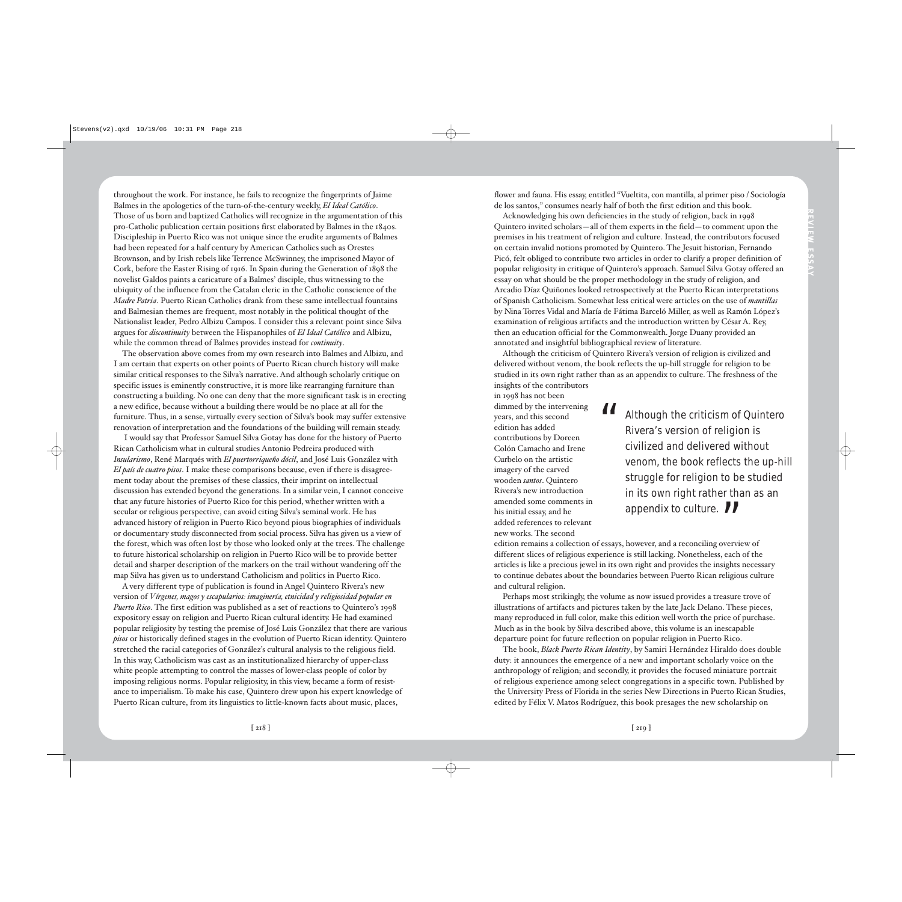throughout the work. For instance, he fails to recognize the fingerprints of Jaime Balmes in the apologetics of the turn-of-the-century weekly, *El Ideal Católico*. Those of us born and baptized Catholics will recognize in the argumentation of this pro-Catholic publication certain positions first elaborated by Balmes in the 1840s. Discipleship in Puerto Rico was not unique since the erudite arguments of Balmes had been repeated for a half century by American Catholics such as Orestes Brownson, and by Irish rebels like Terrence McSwinney, the imprisoned Mayor of Cork, before the Easter Rising of 1916. In Spain during the Generation of 1898 the novelist Galdos paints a caricature of a Balmes' disciple, thus witnessing to the ubiquity of the influence from the Catalan cleric in the Catholic conscience of the *Madre Patria*. Puerto Rican Catholics drank from these same intellectual fountains and Balmesian themes are frequent, most notably in the political thought of the Nationalist leader, Pedro Albizu Campos. I consider this a relevant point since Silva argues for *discontinuity* between the Hispanophiles of *El Ideal Católico* and Albizu, while the common thread of Balmes provides instead for *continuity*.

The observation above comes from my own research into Balmes and Albizu, and I am certain that experts on other points of Puerto Rican church history will make similar critical responses to the Silva's narrative. And although scholarly critique on specific issues is eminently constructive, it is more like rearranging furniture than constructing a building. No one can deny that the more significant task is in erecting a new edifice, because without a building there would be no place at all for the furniture. Thus, in a sense, virtually every section of Silva's book may suffer extensive renovation of interpretation and the foundations of the building will remain steady.

I would say that Professor Samuel Silva Gotay has done for the history of Puerto Rican Catholicism what in cultural studies Antonio Pedreira produced with *Insularismo*, René Marqués with *El puertorriqueño dócil*, and José Luis González with *El país de cuatro pisos*. I make these comparisons because, even if there is disagreement today about the premises of these classics, their imprint on intellectual discussion has extended beyond the generations. In a similar vein, I cannot conceive that any future histories of Puerto Rico for this period, whether written with a secular or religious perspective, can avoid citing Silva's seminal work. He has advanced history of religion in Puerto Rico beyond pious biographies of individuals or documentary study disconnected from social process. Silva has given us a view of the forest, which was often lost by those who looked only at the trees. The challenge to future historical scholarship on religion in Puerto Rico will be to provide better detail and sharper description of the markers on the trail without wandering off the map Silva has given us to understand Catholicism and politics in Puerto Rico.

A very different type of publication is found in Angel Quintero Rivera's new version of *Vírgenes, magos y escapularios: imaginería, etnicidad y religiosidad popular en Puerto Rico*. The first edition was published as a set of reactions to Quintero's 1998 expository essay on religion and Puerto Rican cultural identity. He had examined popular religiosity by testing the premise of José Luis González that there are various *pisos* or historically defined stages in the evolution of Puerto Rican identity. Quintero stretched the racial categories of González's cultural analysis to the religious field. In this way, Catholicism was cast as an institutionalized hierarchy of upper-class white people attempting to control the masses of lower-class people of color by imposing religious norms. Popular religiosity, in this view, became a form of resistance to imperialism. To make his case, Quintero drew upon his expert knowledge of Puerto Rican culture, from its linguistics to little-known facts about music, places, flower and fauna. His essay, entitled "Vueltita, con mantilla, al primer piso / Sociología de los santos," consumes nearly half of both the first edition and this book.

Acknowledging his own deficiencies in the study of religion, back in 1998 Quintero invited scholars—all of them experts in the field—to comment upon the premises in his treatment of religion and culture. Instead, the contributors focused on certain invalid notions promoted by Quintero. The Jesuit historian, Fernando Picó, felt obliged to contribute two articles in order to clarify a proper definition of popular religiosity in critique of Quintero's approach. Samuel Silva Gotay offered an essay on what should be the proper methodology in the study of religion, and Arcadio Díaz Quiñones looked retrospectively at the Puerto Rican interpretations of Spanish Catholicism. Somewhat less critical were articles on the use of *mantillas* by Nina Torres Vidal and María de Fátima Barceló Miller, as well as Ramón López's examination of religious artifacts and the introduction written by César A. Rey, then an education official for the Commonwealth. Jorge Duany provided an annotated and insightful bibliographical review of literature.

Although the criticism of Quintero Rivera's version of religion is civilized and delivered without venom, the book reflects the up-hill struggle for religion to be studied in its own right rather than as an appendix to culture. The freshness of the insights of the contributors in 1998 has not been dimmed by the intervening years, and this second edition has added contributions by Doreen Colón Camacho and Irene Curbelo on the artistic imagery of the carved wooden *santos*. Quintero Rivera's new introduction amended some comments in his initial essay, and he added references to relevant new works. The second edition remains a collection of essays, however, and a reconciling overview of different slices of religious experience is still lacking. Nonetheless, each of the articles is like a precious jewel in its own right and provides the insights necessary to continue debates about the boundaries between Puerto Rican religious culture and cultural religion.

> "Although the criticism of Quintero Rivera's version of religion is civilized and delivered without venom, the book reflects the up-hill struggle for religion to be studied in its own right rather than as an appendix to culture."

Perhaps most strikingly, the volume as now issued provides a treasure trove of illustrations of artifacts and pictures taken by the late Jack Delano. These pieces, many reproduced in full color, make this edition well worth the price of purchase. Much as in the book by Silva described above, this volume is an inescapable departure point for future reflection on popular religion in Puerto Rico.

The book, *Black Puerto Rican Identity*, by Samiri Hernández Hiraldo does double duty: it announces the emergence of a new and important scholarly voice on the anthropology of religion; and secondly, it provides the focused miniature portrait of religious experience among select congregations in a specific town. Published by the University Press of Florida in the series New Directions in Puerto Rican Studies, edited by Félix V. Matos Rodríguez, this book presages the new scholarship on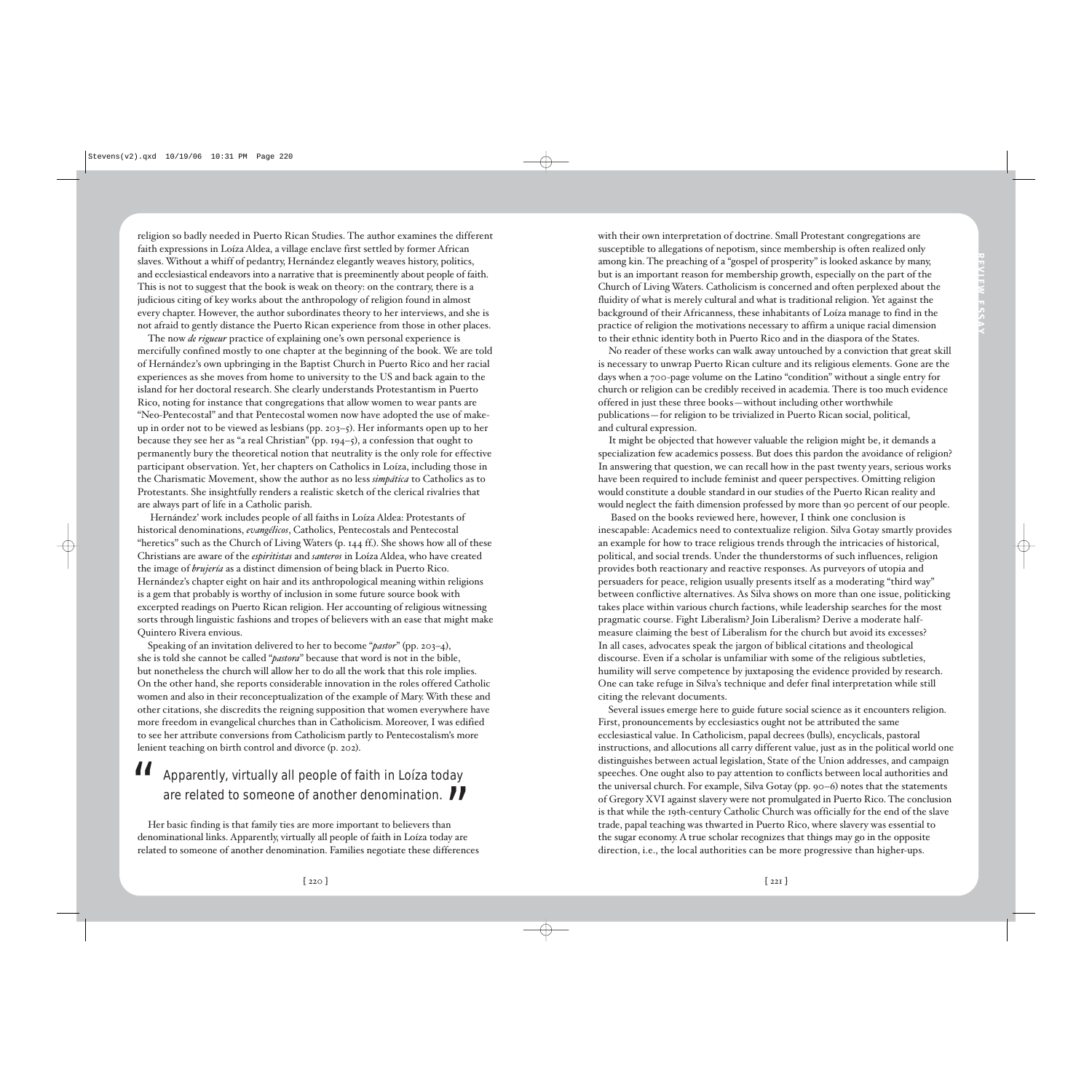religion so badly needed in Puerto Rican Studies. The author examines the different faith expressions in Loíza Aldea, a village enclave first settled by former African slaves. Without a whiff of pedantry, Hernández elegantly weaves history, politics, and ecclesiastical endeavors into a narrative that is preeminently about people of faith. This is not to suggest that the book is weak on theory: on the contrary, there is a judicious citing of key works about the anthropology of religion found in almost every chapter. However, the author subordinates theory to her interviews, and she is not afraid to gently distance the Puerto Rican experience from those in other places.

The now *de rigueur* practice of explaining one's own personal experience is mercifully confined mostly to one chapter at the beginning of the book. We are told of Hernández's own upbringing in the Baptist Church in Puerto Rico and her racial experiences as she moves from home to university to the US and back again to the island for her doctoral research. She clearly understands Protestantism in Puerto Rico, noting for instance that congregations that allow women to wear pants are "Neo-Pentecostal" and that Pentecostal women now have adopted the use of make-up in order not to be viewed as lesbians (pp. 203–5). Her informants open up to her because they see her as "a real Christian" (pp. 194–5), a confession that ought to permanently bury the theoretical notion that neutrality is the only role for effective participant observation. Yet, her chapters on Catholics in Loíza, including those in the Charismatic Movement, show the author as no less *simpática* to Catholics as to Protestants. She insightfully renders a realistic sketch of the clerical rivalries that are always part of life in a Catholic parish.

Hernández' work includes people of all faiths in Loíza Aldea: Protestants of historical denominations, *evangélicos*, Catholics, Pentecostals and Pentecostal "heretics" such as the Church of Living Waters (p. 144 ff.). She shows how all of these Christians are aware of the *espiritistas* and *santeros* in Loíza Aldea, who have created the image of *brujería* as a distinct dimension of being black in Puerto Rico. Hernández's chapter eight on hair and its anthropological meaning within religions is a gem that probably is worthy of inclusion in some future source book with excerpted readings on Puerto Rican religion. Her accounting of religious witnessing sorts through linguistic fashions and tropes of believers with an ease that might make Quintero Rivera envious.

Speaking of an invitation delivered to her to become "*pastor*" (pp. 203–4), she is told she cannot be called "*pastora*" because that word is not in the bible, but nonetheless the church will allow her to do all the work that this role implies. On the other hand, she reports considerable innovation in the roles offered Catholic women and also in their reconceptualization of the example of Mary. With these and other citations, she discredits the reigning supposition that women everywhere have more freedom in evangelical churches than in Catholicism. Moreover, I was edified to see her attribute conversions from Catholicism partly to Pentecostalism's more lenient teaching on birth control and divorce (p. 202).

> "Apparently, virtually all people of faith in Loíza today are related to someone of another denomination."

Her basic finding is that family ties are more important to believers than denominational links. Apparently, virtually all people of faith in Loíza today are related to someone of another denomination. Families negotiate these differences with their own interpretation of doctrine. Small Protestant congregations are susceptible to allegations of nepotism, since membership is often realized only among kin. The preaching of a "gospel of prosperity" is looked askance by many, but is an important reason for membership growth, especially on the part of the Church of Living Waters. Catholicism is concerned and often perplexed about the fluidity of what is merely cultural and what is traditional religion. Yet against the background of their Africanness, these inhabitants of Loíza manage to find in the practice of religion the motivations necessary to affirm a unique racial dimension to their ethnic identity both in Puerto Rico and in the diaspora of the States.

No reader of these works can walk away untouched by a conviction that great skill is necessary to unwrap Puerto Rican culture and its religious elements. Gone are the days when a 700-page volume on the Latino "condition" without a single entry for church or religion can be credibly received in academia. There is too much evidence offered in just these three books—without including other worthwhile publications—for religion to be trivialized in Puerto Rican social, political, and cultural expression.

It might be objected that however valuable the religion might be, it demands a specialization few academics possess. But does this pardon the avoidance of religion? In answering that question, we can recall how in the past twenty years, serious works have been required to include feminist and queer perspectives. Omitting religion would constitute a double standard in our studies of the Puerto Rican reality and would neglect the faith dimension professed by more than 90 percent of our people.

Based on the books reviewed here, however, I think one conclusion is inescapable: Academics need to contextualize religion. Silva Gotay smartly provides an example for how to trace religious trends through the intricacies of historical, political, and social trends. Under the thunderstorms of such influences, religion provides both reactionary and reactive responses. As purveyors of utopia and persuaders for peace, religion usually presents itself as a moderating "third way" between conflictive alternatives. As Silva shows on more than one issue, politicking takes place within various church factions, while leadership searches for the most pragmatic course. Fight Liberalism? Join Liberalism? Derive a moderate half-measure claiming the best of Liberalism for the church but avoid its excesses? In all cases, advocates speak the jargon of biblical citations and theological discourse. Even if a scholar is unfamiliar with some of the religious subtleties, humility will serve competence by juxtaposing the evidence provided by research. One can take refuge in Silva's technique and defer final interpretation while still citing the relevant documents.

Several issues emerge here to guide future social science as it encounters religion. First, pronouncements by ecclesiastics ought not be attributed the same ecclesiastical value. In Catholicism, papal decrees (bulls), encyclicals, pastoral instructions, and allocutions all carry different value, just as in the political world one distinguishes between actual legislation, State of the Union addresses, and campaign speeches. One ought also to pay attention to conflicts between local authorities and the universal church. For example, Silva Gotay (pp. 90–6) notes that the statements of Gregory XVI against slavery were not promulgated in Puerto Rico. The conclusion is that while the 19th-century Catholic Church was officially for the end of the slave trade, papal teaching was thwarted in Puerto Rico, where slavery was essential to the sugar economy. A true scholar recognizes that things may go in the opposite direction, i.e., the local authorities can be more progressive than higher-ups.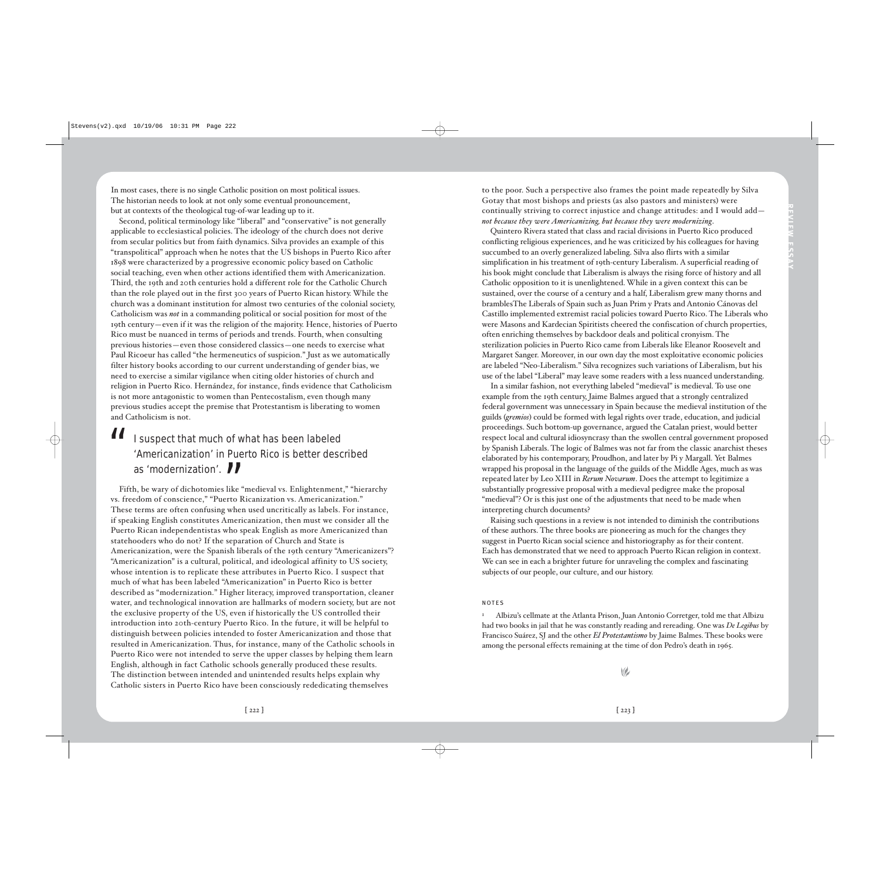In most cases, there is no single Catholic position on most political issues. The historian needs to look at not only some eventual pronouncement, but at contexts of the theological tug-of-war leading up to it.

Second, political terminology like "liberal" and "conservative" is not generally applicable to ecclesiastical policies. The ideology of the church does not derive from secular politics but from faith dynamics. Silva provides an example of this "transpolitical" approach when he notes that the US bishops in Puerto Rico after 1898 were characterized by a progressive economic policy based on Catholic social teaching, even when other actions identified them with Americanization. Third, the 19th and 20th centuries hold a different role for the Catholic Church than the role played out in the first 300 years of Puerto Rican history. While the church was a dominant institution for almost two centuries of the colonial society, Catholicism was *not* in a commanding political or social position for most of the 19th century—even if it was the religion of the majority. Hence, histories of Puerto Rico must be nuanced in terms of periods and trends. Fourth, when consulting previous histories—even those considered classics—one needs to exercise what Paul Ricoeur has called "the hermeneutics of suspicion." Just as we automatically filter history books according to our current understanding of gender bias, we need to exercise a similar vigilance when citing older histories of church and religion in Puerto Rico. Hernández, for instance, finds evidence that Catholicism is not more antagonistic to women than Pentecostalism, even though many previous studies accept the premise that Protestantism is liberating to women and Catholicism is not.

> "I suspect that much of what has been labeled 'Americanization' in Puerto Rico is better described as 'modernization'."

Fifth, be wary of dichotomies like "medieval vs. Enlightenment," "hierarchy vs. freedom of conscience," "Puerto Ricanization vs. Americanization." These terms are often confusing when used uncritically as labels. For instance, if speaking English constitutes Americanization, then must we consider all the Puerto Rican independentistas who speak English as more Americanized than statehooders who do not? If the separation of Church and State is Americanization, were the Spanish liberals of the 19th century "Americanizers"? "Americanization" is a cultural, political, and ideological affinity to US society, whose intention is to replicate these attributes in Puerto Rico. I suspect that much of what has been labeled "Americanization" in Puerto Rico is better described as "modernization." Higher literacy, improved transportation, cleaner water, and technological innovation are hallmarks of modern society, but are not the exclusive property of the US, even if historically the US controlled their introduction into 20th-century Puerto Rico. In the future, it will be helpful to distinguish between policies intended to foster Americanization and those that resulted in Americanization. Thus, for instance, many of the Catholic schools in Puerto Rico were not intended to serve the upper classes by helping them learn English, although in fact Catholic schools generally produced these results. The distinction between intended and unintended results helps explain why Catholic sisters in Puerto Rico have been consciously rededicating themselves to the poor. Such a perspective also frames the point made repeatedly by Silva Gotay that most bishops and priests (as also pastors and ministers) were continually striving to correct injustice and change attitudes: and I would add—*not because they were Americanizing, but because they were modernizing*.

Quintero Rivera stated that class and racial divisions in Puerto Rico produced conflicting religious experiences, and he was criticized by his colleagues for having succumbed to an overly generalized labeling. Silva also flirts with a similar simplification in his treatment of 19th-century Liberalism. A superficial reading of his book might conclude that Liberalism is always the rising force of history and all Catholic opposition to it is unenlightened. While in a given context this can be sustained, over the course of a century and a half, Liberalism grew many thorns and bramblesThe Liberals of Spain such as Juan Prim y Prats and Antonio Cánovas del Castillo implemented extremist racial policies toward Puerto Rico. The Liberals who were Masons and Kardecian Spiritists cheered the confiscation of church properties, often enriching themselves by backdoor deals and political cronyism. The sterilization policies in Puerto Rico came from Liberals like Eleanor Roosevelt and Margaret Sanger. Moreover, in our own day the most exploitative economic policies are labeled "Neo-Liberalism." Silva recognizes such variations of Liberalism, but his use of the label "Liberal" may leave some readers with a less nuanced understanding.

In a similar fashion, not everything labeled "medieval" is medieval. To use one example from the 19th century, Jaime Balmes argued that a strongly centralized federal government was unnecessary in Spain because the medieval institution of the guilds (*gremios*) could be formed with legal rights over trade, education, and judicial proceedings. Such bottom-up governance, argued the Catalan priest, would better respect local and cultural idiosyncrasy than the swollen central government proposed by Spanish Liberals. The logic of Balmes was not far from the classic anarchist theses elaborated by his contemporary, Proudhon, and later by Pi y Margall. Yet Balmes wrapped his proposal in the language of the guilds of the Middle Ages, much as was repeated later by Leo XIII in *Rerum Novarum*. Does the attempt to legitimize a substantially progressive proposal with a medieval pedigree make the proposal "medieval"? Or is this just one of the adjustments that need to be made when interpreting church documents?

Raising such questions in a review is not intended to diminish the contributions of these authors. The three books are pioneering as much for the changes they suggest in Puerto Rican social science and historiography as for their content. Each has demonstrated that we need to approach Puerto Rican religion in context. We can see in each a brighter future for unraveling the complex and fascinating subjects of our people, our culture, and our history.

## NOTES

1 Albizu's cellmate at the Atlanta Prison, Juan Antonio Corretger, told me that Albizu had two books in jail that he was constantly reading and rereading. One was *De Legibus* by Francisco Suárez, SJ and the other *El Protestantismo* by Jaime Balmes. These books were among the personal effects remaining at the time of don Pedro's death in 1965.